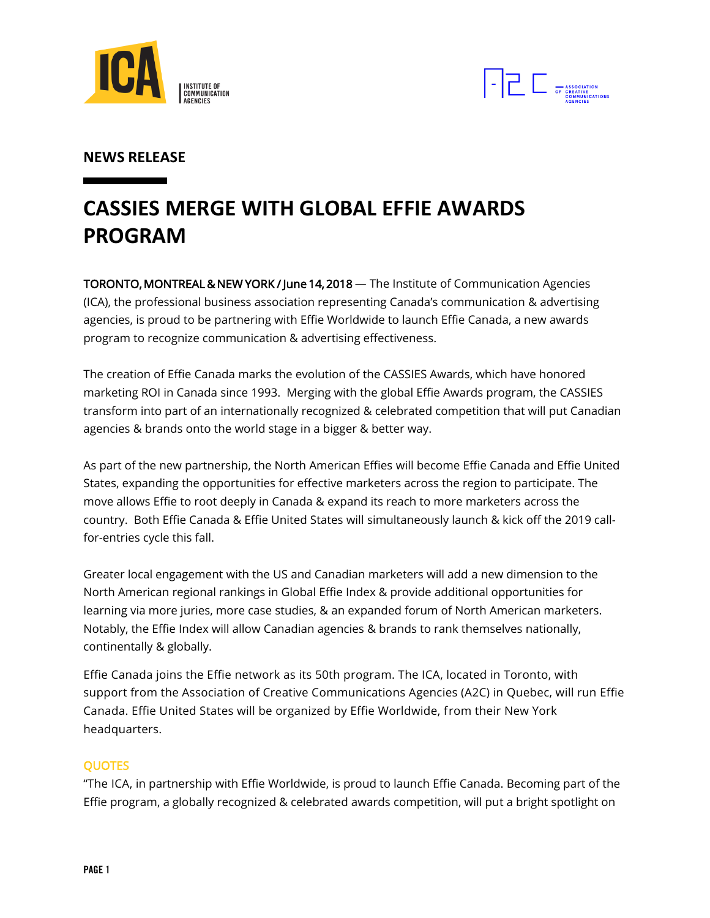INSTITUTE OF COMMUNICATION AGENCIES

ASSOCIATION OF CREATIVE COMMUNICATIONS AGENCIES

## NEWS RELEASE

# CASSIES MERGE WITH GLOBAL EFFIE AWARDS PROGRAM

TORONTO, MONTREAL & NEW YORK / June 14, 2018 — The Institute of Communication Agencies (ICA), the professional business association representing Canada's communication & advertising agencies, is proud to be partnering with Effie Worldwide to launch Effie Canada, a new awards program to recognize communication & advertising effectiveness.

The creation of Effie Canada marks the evolution of the CASSIES Awards, which have honored marketing ROI in Canada since 1993. Merging with the global Effie Awards program, the CASSIES transform into part of an internationally recognized & celebrated competition that will put Canadian agencies & brands onto the world stage in a bigger & better way.

As part of the new partnership, the North American Effies will become Effie Canada and Effie United States, expanding the opportunities for effective marketers across the region to participate. The move allows Effie to root deeply in Canada & expand its reach to more marketers across the country. Both Effie Canada & Effie United States will simultaneously launch & kick off the 2019 call-for-entries cycle this fall.

Greater local engagement with the US and Canadian marketers will add a new dimension to the North American regional rankings in Global Effie Index & provide additional opportunities for learning via more juries, more case studies, & an expanded forum of North American marketers. Notably, the Effie Index will allow Canadian agencies & brands to rank themselves nationally, continentally & globally.

Effie Canada joins the Effie network as its 50th program. The ICA, located in Toronto, with support from the Association of Creative Communications Agencies (A2C) in Quebec, will run Effie Canada. Effie United States will be organized by Effie Worldwide, from their New York headquarters.

### QUOTES

"The ICA, in partnership with Effie Worldwide, is proud to launch Effie Canada. Becoming part of the Effie program, a globally recognized & celebrated awards competition, will put a bright spotlight on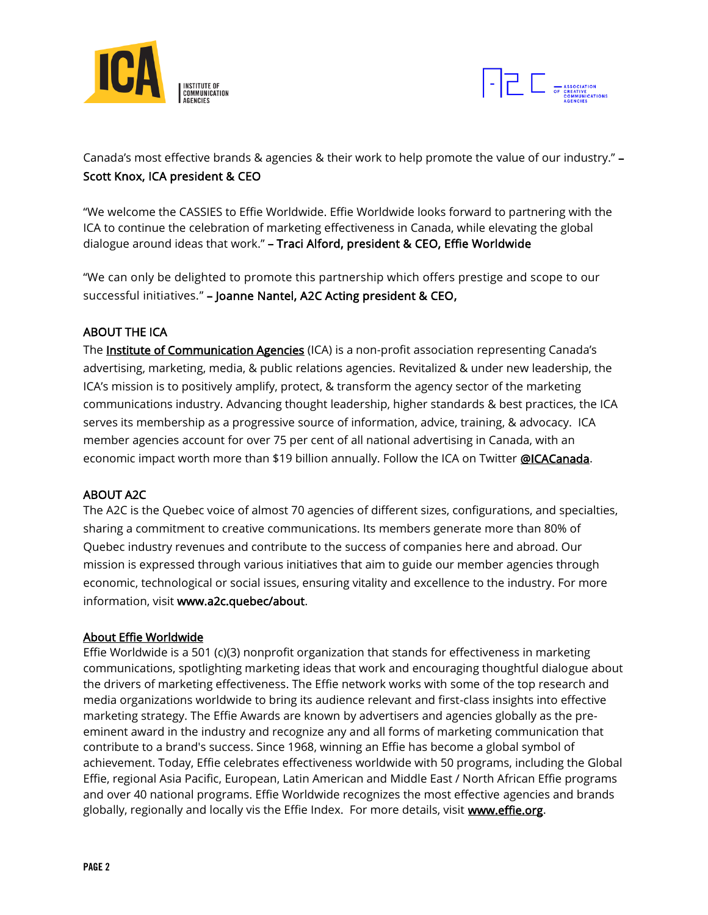Canada's most effective brands & agencies & their work to help promote the value of our industry." – **Scott Knox, ICA president & CEO**

"We welcome the CASSIES to Effie Worldwide. Effie Worldwide looks forward to partnering with the ICA to continue the celebration of marketing effectiveness in Canada, while elevating the global dialogue around ideas that work." – **Traci Alford, president & CEO, Effie Worldwide**

"We can only be delighted to promote this partnership which offers prestige and scope to our successful initiatives." – **Joanne Nantel, A2C Acting president & CEO,**

## ABOUT THE ICA

The Institute of Communication Agencies (ICA) is a non-profit association representing Canada's advertising, marketing, media, & public relations agencies. Revitalized & under new leadership, the ICA's mission is to positively amplify, protect, & transform the agency sector of the marketing communications industry. Advancing thought leadership, higher standards & best practices, the ICA serves its membership as a progressive source of information, advice, training, & advocacy. ICA member agencies account for over 75 per cent of all national advertising in Canada, with an economic impact worth more than $19 billion annually. Follow the ICA on Twitter @ICACanada.

## ABOUT A2C

The A2C is the Quebec voice of almost 70 agencies of different sizes, configurations, and specialties, sharing a commitment to creative communications. Its members generate more than 80% of Quebec industry revenues and contribute to the success of companies here and abroad. Our mission is expressed through various initiatives that aim to guide our member agencies through economic, technological or social issues, ensuring vitality and excellence to the industry. For more information, visit **www.a2c.quebec/about**.

## About Effie Worldwide

Effie Worldwide is a 501 (c)(3) nonprofit organization that stands for effectiveness in marketing communications, spotlighting marketing ideas that work and encouraging thoughtful dialogue about the drivers of marketing effectiveness. The Effie network works with some of the top research and media organizations worldwide to bring its audience relevant and first-class insights into effective marketing strategy. The Effie Awards are known by advertisers and agencies globally as the pre-eminent award in the industry and recognize any and all forms of marketing communication that contribute to a brand's success. Since 1968, winning an Effie has become a global symbol of achievement. Today, Effie celebrates effectiveness worldwide with 50 programs, including the Global Effie, regional Asia Pacific, European, Latin American and Middle East / North African Effie programs and over 40 national programs. Effie Worldwide recognizes the most effective agencies and brands globally, regionally and locally vis the Effie Index. For more details, visit www.effie.org.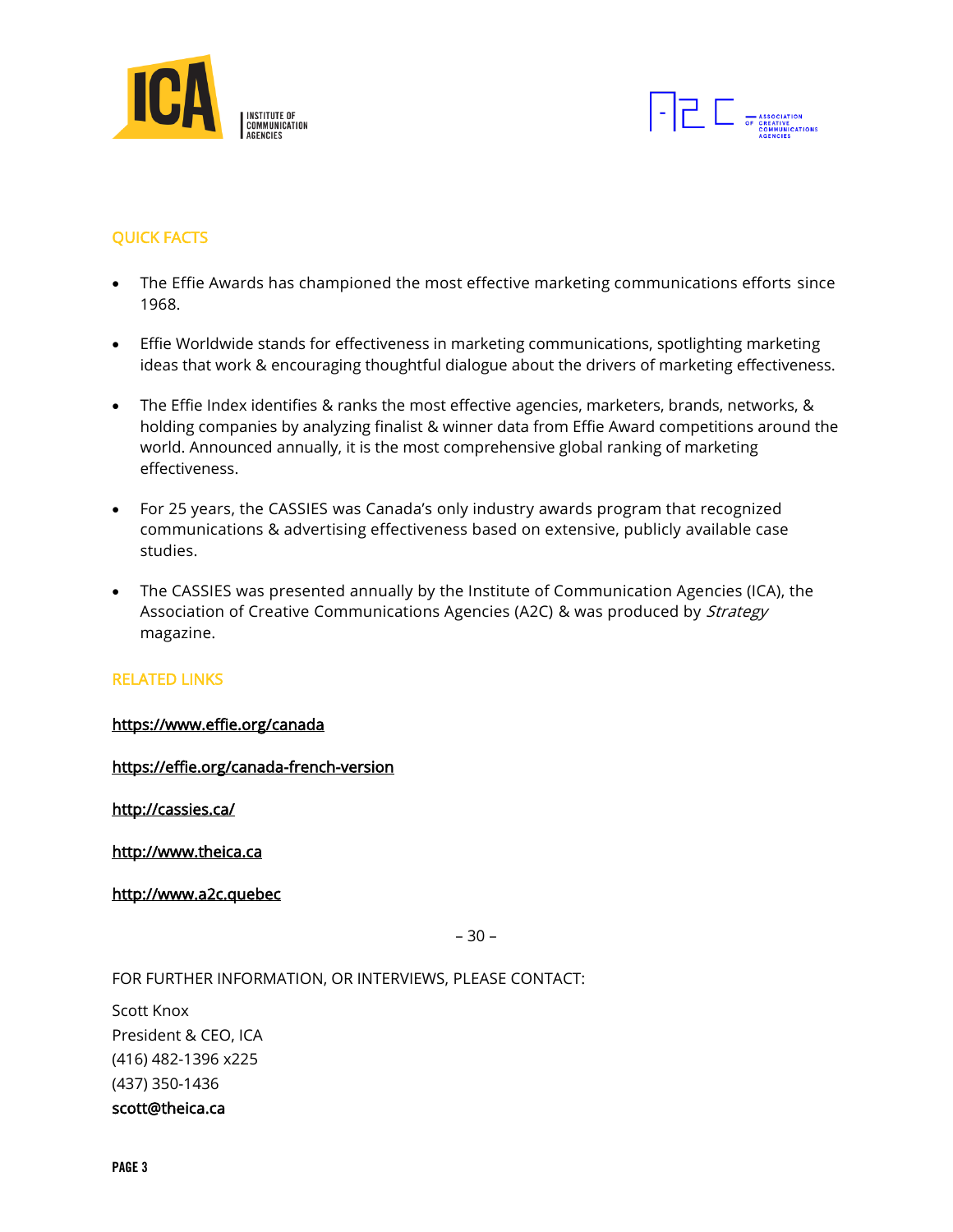## QUICK FACTS

- The Effie Awards has championed the most effective marketing communications efforts since 1968.
- Effie Worldwide stands for effectiveness in marketing communications, spotlighting marketing ideas that work & encouraging thoughtful dialogue about the drivers of marketing effectiveness.
- The Effie Index identifies & ranks the most effective agencies, marketers, brands, networks, & holding companies by analyzing finalist & winner data from Effie Award competitions around the world. Announced annually, it is the most comprehensive global ranking of marketing effectiveness.
- For 25 years, the CASSIES was Canada's only industry awards program that recognized communications & advertising effectiveness based on extensive, publicly available case studies.
- The CASSIES was presented annually by the Institute of Communication Agencies (ICA), the Association of Creative Communications Agencies (A2C) & was produced by *Strategy* magazine.

## RELATED LINKS

https://www.effie.org/canada

https://effie.org/canada-french-version

http://cassies.ca/

http://www.theica.ca

http://www.a2c.quebec

– 30 –

FOR FURTHER INFORMATION, OR INTERVIEWS, PLEASE CONTACT:

Scott Knox
President & CEO, ICA
(416) 482-1396 x225
(437) 350-1436
scott@theica.ca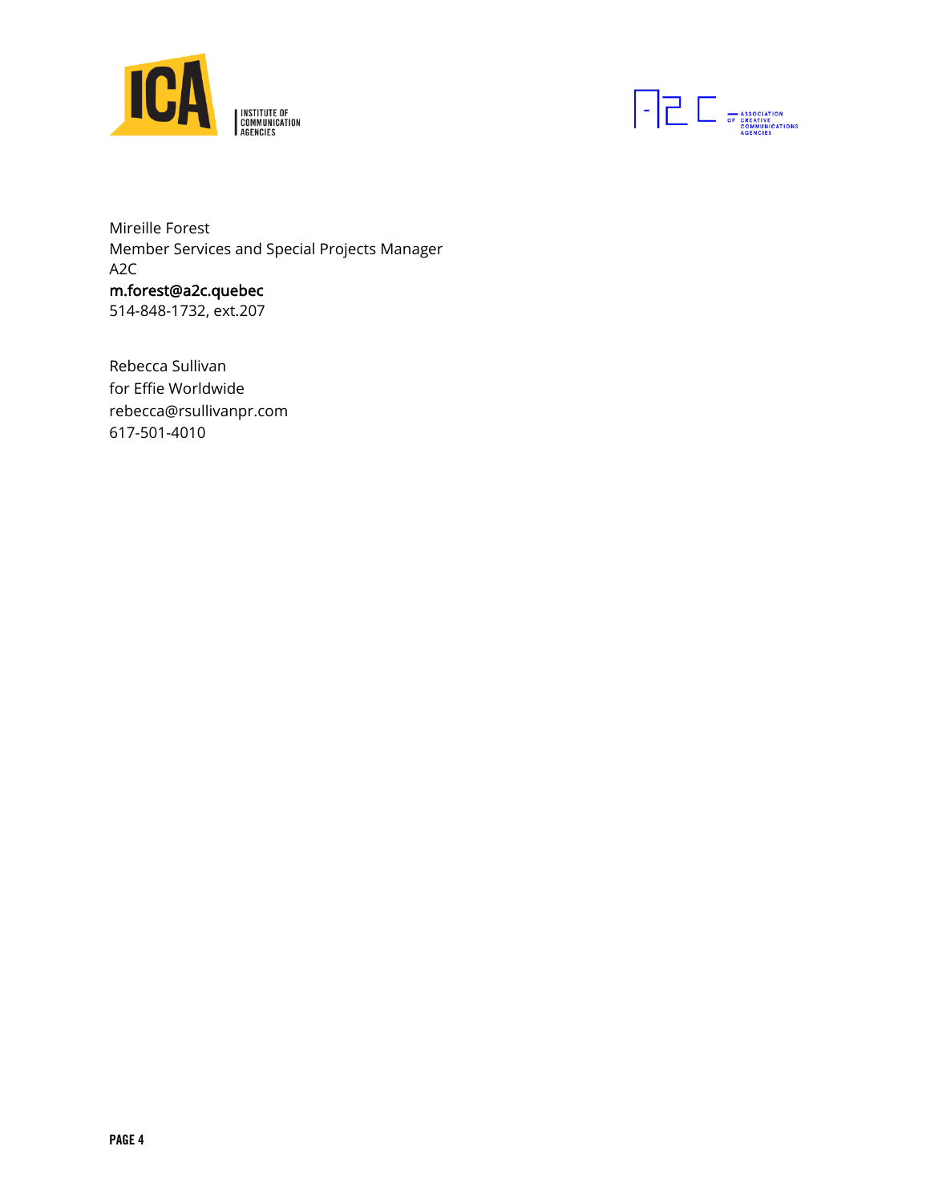Mireille Forest
Member Services and Special Projects Manager
A2C
m.forest@a2c.quebec
514-848-1732, ext.207

Rebecca Sullivan
for Effie Worldwide
rebecca@rsullivanpr.com
617-501-4010